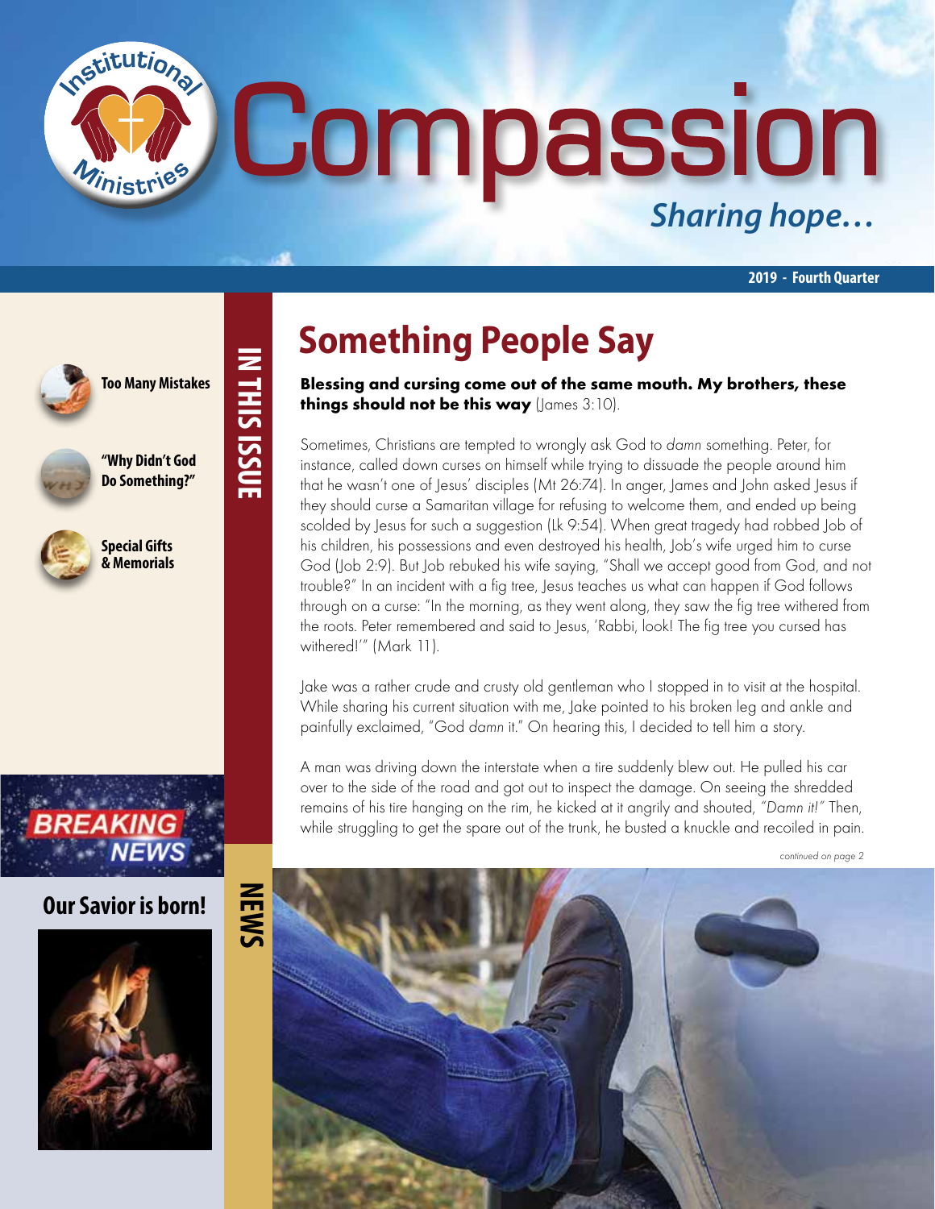# Compassion

*Sharing hope…*

Institutional Ministries

**2019 - Fourth Quarter**

## IN THIS ISSUE

**Too Many Mistakes**

**"Why Didn't God Do Something?"**

**Special Gifts & Memorials**

## NEWS

BREAKING NEWS

**Our Savior is born!**

# Something People Say

**Blessing and cursing come out of the same mouth. My brothers, these things should not be this way** (James 3:10).

Sometimes, Christians are tempted to wrongly ask God to *damn* something. Peter, for instance, called down curses on himself while trying to dissuade the people around him that he wasn't one of Jesus' disciples (Mt 26:74). In anger, James and John asked Jesus if they should curse a Samaritan village for refusing to welcome them, and ended up being scolded by Jesus for such a suggestion (Lk 9:54). When great tragedy had robbed Job of his children, his possessions and even destroyed his health, Job's wife urged him to curse God (Job 2:9). But Job rebuked his wife saying, "Shall we accept good from God, and not trouble?" In an incident with a fig tree, Jesus teaches us what can happen if God follows through on a curse: "In the morning, as they went along, they saw the fig tree withered from the roots. Peter remembered and said to Jesus, 'Rabbi, look! The fig tree you cursed has withered!'" (Mark 11).

Jake was a rather crude and crusty old gentleman who I stopped in to visit at the hospital. While sharing his current situation with me, Jake pointed to his broken leg and ankle and painfully exclaimed, "God *damn* it." On hearing this, I decided to tell him a story.

A man was driving down the interstate when a tire suddenly blew out. He pulled his car over to the side of the road and got out to inspect the damage. On seeing the shredded remains of his tire hanging on the rim, he kicked at it angrily and shouted, *"Damn it!"* Then, while struggling to get the spare out of the trunk, he busted a knuckle and recoiled in pain.

*continued on page 2*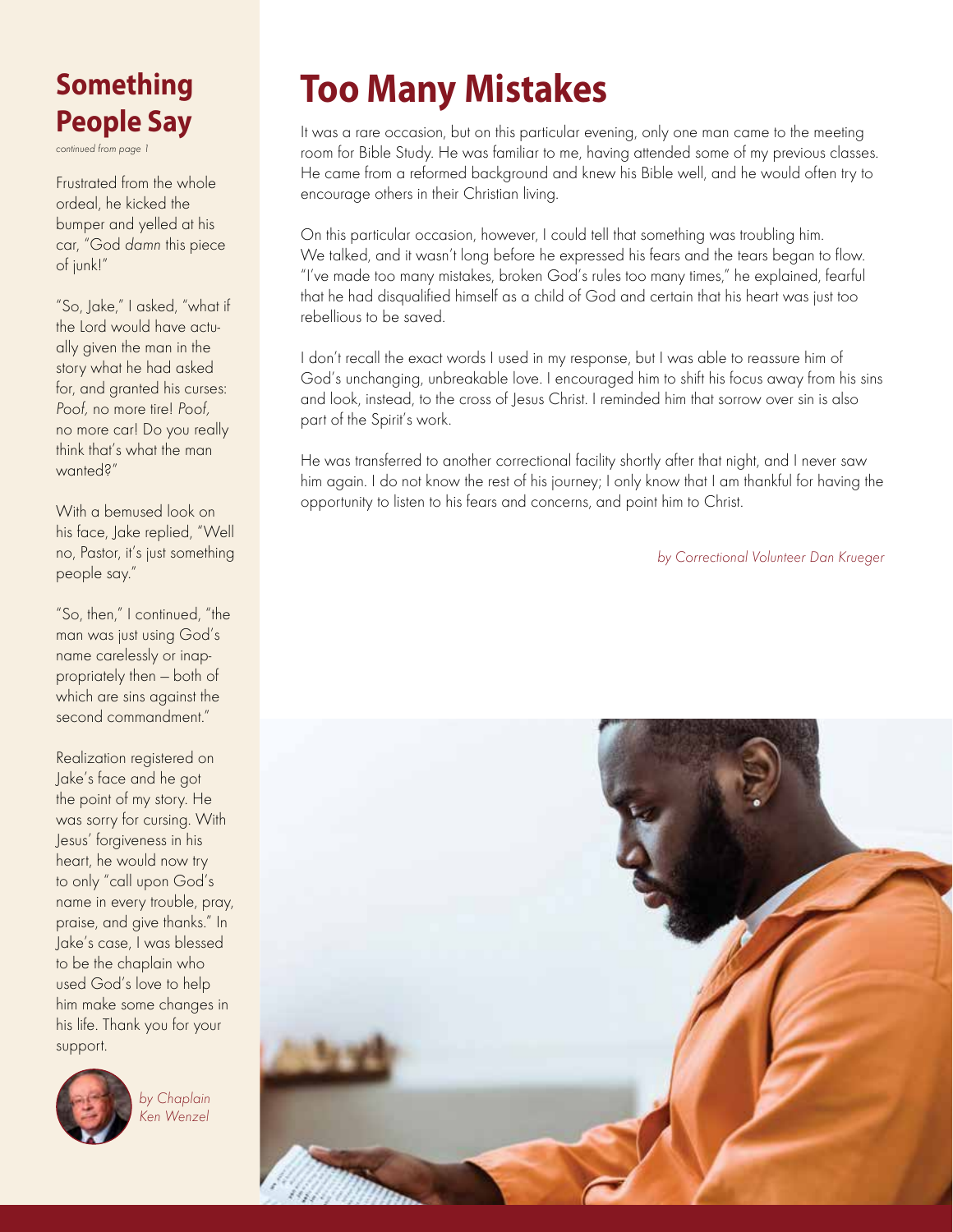## Something People Say

*continued from page 1*

Frustrated from the whole ordeal, he kicked the bumper and yelled at his car, "God *damn* this piece of junk!"

"So, Jake," I asked, "what if the Lord would have actually given the man in the story what he had asked for, and granted his curses: *Poof,* no more tire! *Poof,* no more car! Do you really think that's what the man wanted?"

With a bemused look on his face, Jake replied, "Well no, Pastor, it's just something people say."

"So, then," I continued, "the man was just using God's name carelessly or inappropriately then – both of which are sins against the second commandment."

Realization registered on Jake's face and he got the point of my story. He was sorry for cursing. With Jesus' forgiveness in his heart, he would now try to only "call upon God's name in every trouble, pray, praise, and give thanks." In Jake's case, I was blessed to be the chaplain who used God's love to help him make some changes in his life. Thank you for your support.

*by Chaplain Ken Wenzel*

# Too Many Mistakes

It was a rare occasion, but on this particular evening, only one man came to the meeting room for Bible Study. He was familiar to me, having attended some of my previous classes. He came from a reformed background and knew his Bible well, and he would often try to encourage others in their Christian living.

On this particular occasion, however, I could tell that something was troubling him. We talked, and it wasn't long before he expressed his fears and the tears began to flow. "I've made too many mistakes, broken God's rules too many times," he explained, fearful that he had disqualified himself as a child of God and certain that his heart was just too rebellious to be saved.

I don't recall the exact words I used in my response, but I was able to reassure him of God's unchanging, unbreakable love. I encouraged him to shift his focus away from his sins and look, instead, to the cross of Jesus Christ. I reminded him that sorrow over sin is also part of the Spirit's work.

He was transferred to another correctional facility shortly after that night, and I never saw him again. I do not know the rest of his journey; I only know that I am thankful for having the opportunity to listen to his fears and concerns, and point him to Christ.

*by Correctional Volunteer Dan Krueger*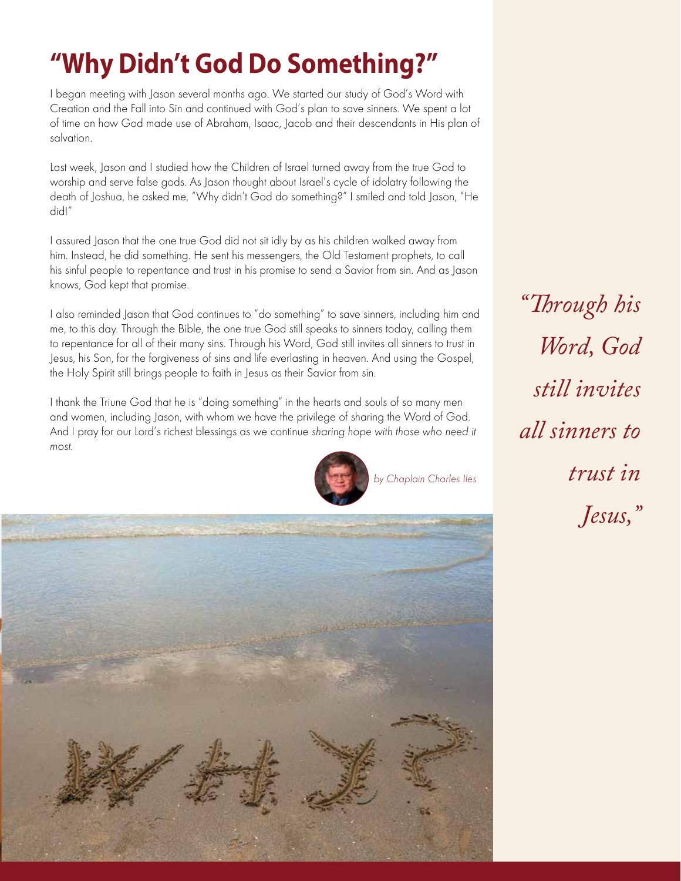# "Why Didn't God Do Something?"

I began meeting with Jason several months ago. We started our study of God's Word with Creation and the Fall into Sin and continued with God's plan to save sinners. We spent a lot of time on how God made use of Abraham, Isaac, Jacob and their descendants in His plan of salvation.

Last week, Jason and I studied how the Children of Israel turned away from the true God to worship and serve false gods. As Jason thought about Israel's cycle of idolatry following the death of Joshua, he asked me, "Why didn't God do something?" I smiled and told Jason, "He did!"

I assured Jason that the one true God did not sit idly by as his children walked away from him. Instead, he did something. He sent his messengers, the Old Testament prophets, to call his sinful people to repentance and trust in his promise to send a Savior from sin. And as Jason knows, God kept that promise.

I also reminded Jason that God continues to "do something" to save sinners, including him and me, to this day. Through the Bible, the one true God still speaks to sinners today, calling them to repentance for all of their many sins. Through his Word, God still invites all sinners to trust in Jesus, his Son, for the forgiveness of sins and life everlasting in heaven. And using the Gospel, the Holy Spirit still brings people to faith in Jesus as their Savior from sin.

I thank the Triune God that he is "doing something" in the hearts and souls of so many men and women, including Jason, with whom we have the privilege of sharing the Word of God. And I pray for our Lord's richest blessings as we continue *sharing hope with those who need it most.*

*by Chaplain Charles Iles*

*"Through his Word, God still invites all sinners to trust in Jesus,"*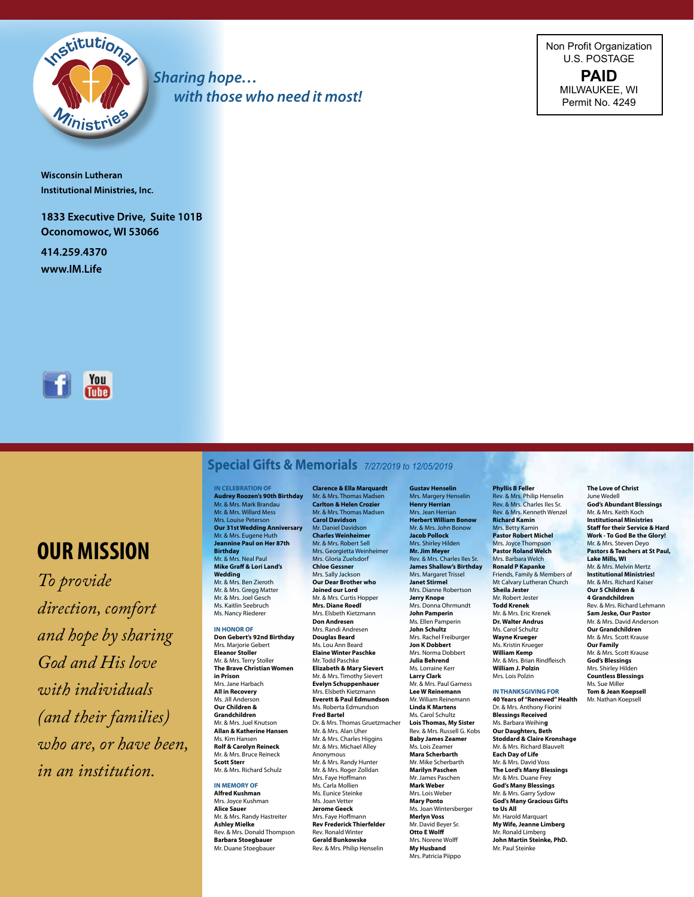Sharing hope… with those who need it most!

Non Profit Organization
U.S. POSTAGE
**PAID**
MILWAUKEE, WI
Permit No. 4249

**Wisconsin Lutheran Institutional Ministries, Inc.**

**1833 Executive Drive, Suite 101B**
**Oconomowoc, WI 53066**

**414.259.4370**

**www.IM.Life**

# OUR MISSION

*To provide direction, comfort and hope by sharing God and His love with individuals (and their families) who are, or have been, in an institution.*

## Special Gifts & Memorials *7/27/2019 to 12/05/2019*

### IN CELEBRATION OF

**Audrey Roozen's 90th Birthday**
Mr. & Mrs. Mark Brandau
Mr. & Mrs. Willard Mess
Mrs. Louise Peterson

**Our 31st Wedding Anniversary**
Mr. & Mrs. Eugene Huth

**Jeannine Paul on Her 87th Birthday**
Mr. & Mrs. Neal Paul

**Mike Graff & Lori Land's Wedding**
Mr. & Mrs. Ben Zieroth
Mr. & Mrs. Gregg Matter
Mr. & Mrs. Joel Gesch
Ms. Kaitlin Seebruch
Ms. Nancy Riederer

### IN HONOR OF

**Don Gebert's 92nd Birthday**
Mrs. Marjorie Gebert

**Eleanor Stoller**
Mr. & Mrs. Terry Stoller

**The Brave Christian Women in Prison**
Mrs. Jane Harbach

**All in Recovery**
Ms. Jill Anderson

**Our Children & Grandchildren**
Mr. & Mrs. Juel Knutson

**Allan & Katherine Hansen**
Ms. Kim Hansen

**Rolf & Carolyn Reineck**
Mr. & Mrs. Bruce Reineck

**Scott Sterr**
Mr. & Mrs. Richard Schulz

### IN MEMORY OF

**Alfred Kushman**
Mrs. Joyce Kushman

**Alice Sauer**
Mr. & Mrs. Randy Hastreiter

**Ashley Mielke**
Rev. & Mrs. Donald Thompson

**Barbara Stoegbauer**
Mr. Duane Stoegbauer

**Clarence & Ella Marquardt**
Mr. & Mrs. Thomas Madsen

**Carlton & Helen Crozier**
Mr. & Mrs. Thomas Madsen

**Carol Davidson**
Mr. Daniel Davidson

**Charles Weinheimer**
Mr. & Mrs. Robert Sell
Mrs. Georgietta Weinheimer
Mrs. Gloria Zuelsdorf

**Chloe Gessner**
Mrs. Sally Jackson

**Our Dear Brother who Joined our Lord**
Mr. & Mrs. Curtis Hopper

**Mrs. Diane Roedl**
Mrs. Elsbeth Kietzmann

**Don Andresen**
Mrs. Randi Andresen

**Douglas Beard**
Ms. Lou Ann Beard

**Elaine Winter Paschke**
Mr. Todd Paschke

**Elizabeth & Mary Sievert**
Mr. & Mrs. Timothy Sievert

**Evelyn Schuppenhauer**
Mrs. Elsbeth Kietzmann

**Everett & Paul Edmundson**
Ms. Roberta Edmundson

**Fred Bartel**
Dr. & Mrs. Thomas Gruetzmacher
Mr. & Mrs. Alan Uher
Mr. & Mrs. Charles Higgins
Mr. & Mrs. Michael Alley
Anonymous
Mr. & Mrs. Randy Hunter
Mr. & Mrs. Roger Zolldan
Mrs. Faye Hoffmann
Ms. Carla Mollien
Ms. Eunice Steinke
Ms. Joan Vetter

**Jerome Geeck**
Mrs. Faye Hoffmann

**Rev Frederick Thierfelder**
Rev. Ronald Winter

**Gerald Bunkowske**
Rev. & Mrs. Philip Henselin

**Gustav Henselin**
Mrs. Margery Henselin

**Henry Herrian**
Mrs. Jean Herrian

**Herbert William Bonow**
Mr. & Mrs. John Bonow

**Jacob Pollock**
Mrs. Shirley Hilden

**Mr. Jim Meyer**
Rev. & Mrs. Charles Iles Sr.

**James Shallow's Birthday**
Mrs. Margaret Trissel

**Janet Stirmel**
Mrs. Dianne Robertson

**Jerry Knope**
Mrs. Donna Ohrmundt

**John Pamperin**
Ms. Ellen Pamperin

**John Schultz**
Mrs. Rachel Freiburger

**Jon K Dobbert**
Mrs. Norma Dobbert

**Julia Behrend**
Ms. Lorraine Kerr

**Larry Clark**
Mr. & Mrs. Paul Garness

**Lee W Reinemann**
Mr. William Reinemann

**Linda K Martens**
Ms. Carol Schultz

**Lois Thomas, My Sister**
Rev. & Mrs. Russell G. Kobs

**Baby James Zeamer**
Ms. Lois Zeamer

**Mara Scherbarth**
Mr. Mike Scherbarth

**Marilyn Paschen**
Mr. James Paschen

**Mark Weber**
Mrs. Lois Weber

**Mary Ponto**
Ms. Joan Wintersberger

**Merlyn Voss**
Mr. David Beyer Sr.

**Otto E Wolff**
Mrs. Norene Wolff

**My Husband**
Mrs. Patricia Piippo

**Phyllis B Feller**
Rev. & Mrs. Philip Henselin
Rev. & Mrs. Charles Iles Sr.
Rev. & Mrs. Kenneth Wenzel

**Richard Kamin**
Mrs. Betty Kamin

**Pastor Robert Michel**
Mrs. Joyce Thompson

**Pastor Roland Welch**
Mrs. Barbara Welch

**Ronald P Kapanke**
Friends, Family & Members of Mt Calvary Lutheran Church

**Sheila Jester**
Mr. Robert Jester

**Todd Krenek**
Mr. & Mrs. Eric Krenek

**Dr. Walter Andrus**
Ms. Carol Schultz

**Wayne Krueger**
Ms. Kristin Krueger

**William Kemp**
Mr. & Mrs. Brian Rindfleisch

**William J. Polzin**
Mrs. Lois Polzin

### IN THANKSGIVING FOR

**40 Years of "Renewed" Health**
Dr. & Mrs. Anthony Fiorini

**Blessings Received**
Ms. Barbara Weihing

**Our Daughters, Beth Stoddard & Claire Kronshage**
Mr. & Mrs. Richard Blauvelt

**Each Day of Life**
Mr. & Mrs. David Voss

**The Lord's Many Blessings**
Mr. & Mrs. Duane Frey

**God's Many Blessings**
Mr. & Mrs. Garry Sydow

**God's Many Gracious Gifts to Us All**
Mr. Harold Marquart

**My Wife, Jeanne Limberg**
Mr. Ronald Limberg

**John Martin Steinke, PhD.**
Mr. Paul Steinke

**The Love of Christ**
June Wedell

**God's Abundant Blessings**
Mr. & Mrs. Keith Koch

**Institutional Ministries Staff for their Service & Hard Work - To God Be the Glory!**
Mr. & Mrs. Steven Deyo

**Pastors & Teachers at St Paul, Lake Mills, WI**
Mr. & Mrs. Melvin Mertz

**Institutional Ministries!**
Mr. & Mrs. Richard Kaiser

**Our 5 Children & 4 Grandchildren**
Rev. & Mrs. Richard Lehmann

**Sam Jeske, Our Pastor**
Mr. & Mrs. David Anderson

**Our Grandchildren**
Mr. & Mrs. Scott Krause

**Our Family**
Mr. & Mrs. Scott Krause

**God's Blessings**
Mrs. Shirley Hilden

**Countless Blessings**
Ms. Sue Miller

**Tom & Jean Koepsell**
Mr. Nathan Koepsell